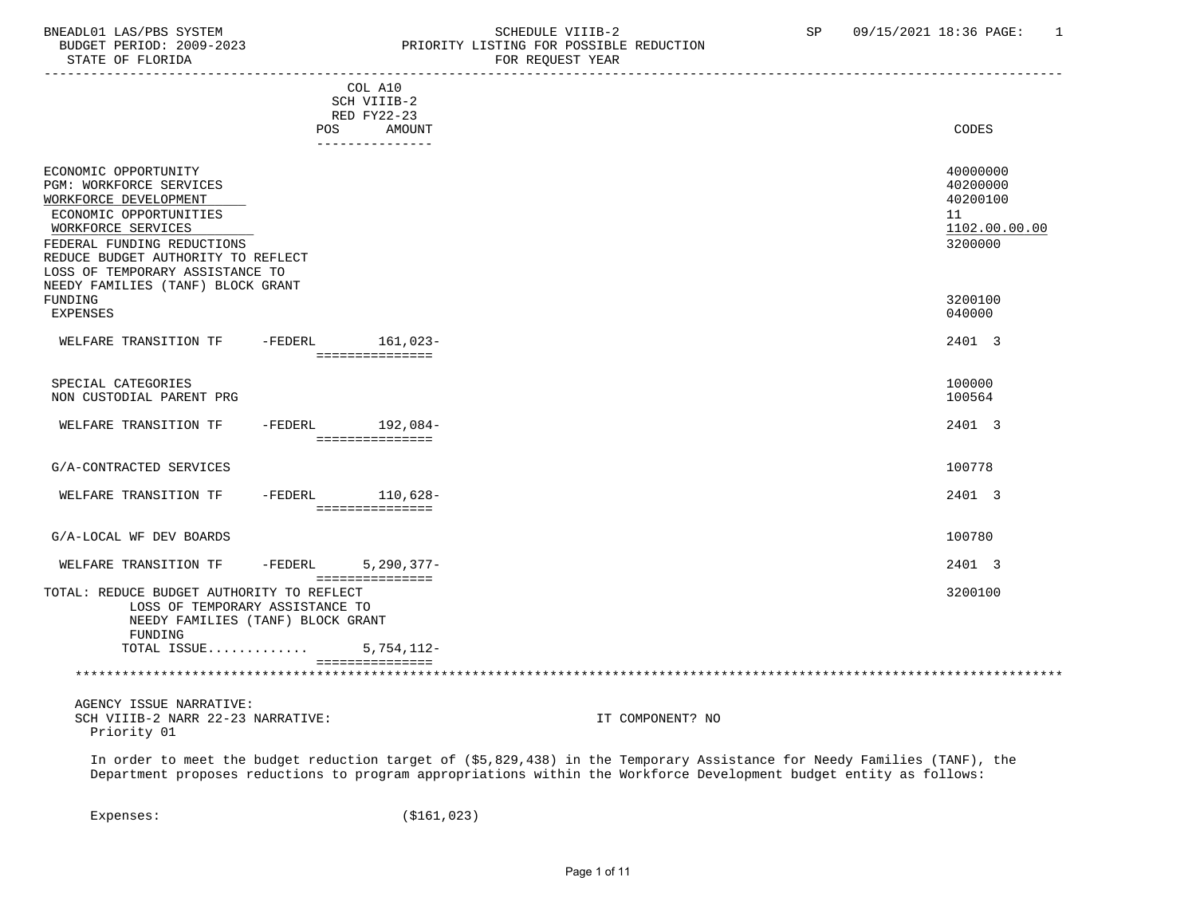BNEADL01 LAS/PBS SYSTEM
BUDGET PERIOD: 2009-2023
STATE OF FLORIDA

SCHEDULE VIIIB-2
PRIORITY LISTING FOR POSSIBLE REDUCTION
FOR REQUEST YEAR

SP 09/15/2021 18:36 PAGE: 1

| | COL A10 SCH VIIIB-2 RED FY22-23 POS AMOUNT | CODES |
|---|---|---|
| ECONOMIC OPPORTUNITY | | 40000000 |
| PGM: WORKFORCE SERVICES | | 40200000 |
| WORKFORCE DEVELOPMENT | | 40200100 |
| ECONOMIC OPPORTUNITIES | | 11 |
| WORKFORCE SERVICES | | 1102.00.00.00 |
| FEDERAL FUNDING REDUCTIONS | | 3200000 |
| REDUCE BUDGET AUTHORITY TO REFLECT LOSS OF TEMPORARY ASSISTANCE TO NEEDY FAMILIES (TANF) BLOCK GRANT FUNDING | | 3200100 |
| EXPENSES | | 040000 |
| WELFARE TRANSITION TF -FEDERL | 161,023- | 2401 3 |
| SPECIAL CATEGORIES | | 100000 |
| NON CUSTODIAL PARENT PRG | | 100564 |
| WELFARE TRANSITION TF -FEDERL | 192,084- | 2401 3 |
| G/A-CONTRACTED SERVICES | | 100778 |
| WELFARE TRANSITION TF -FEDERL | 110,628- | 2401 3 |
| G/A-LOCAL WF DEV BOARDS | | 100780 |
| WELFARE TRANSITION TF -FEDERL | 5,290,377- | 2401 3 |
| TOTAL: REDUCE BUDGET AUTHORITY TO REFLECT LOSS OF TEMPORARY ASSISTANCE TO NEEDY FAMILIES (TANF) BLOCK GRANT FUNDING | | 3200100 |
| TOTAL ISSUE............ | 5,754,112- | |

AGENCY ISSUE NARRATIVE:
SCH VIIIB-2 NARR 22-23 NARRATIVE: IT COMPONENT? NO
Priority 01

In order to meet the budget reduction target of ($5,829,438) in the Temporary Assistance for Needy Families (TANF), the Department proposes reductions to program appropriations within the Workforce Development budget entity as follows:

Expenses: ($161,023)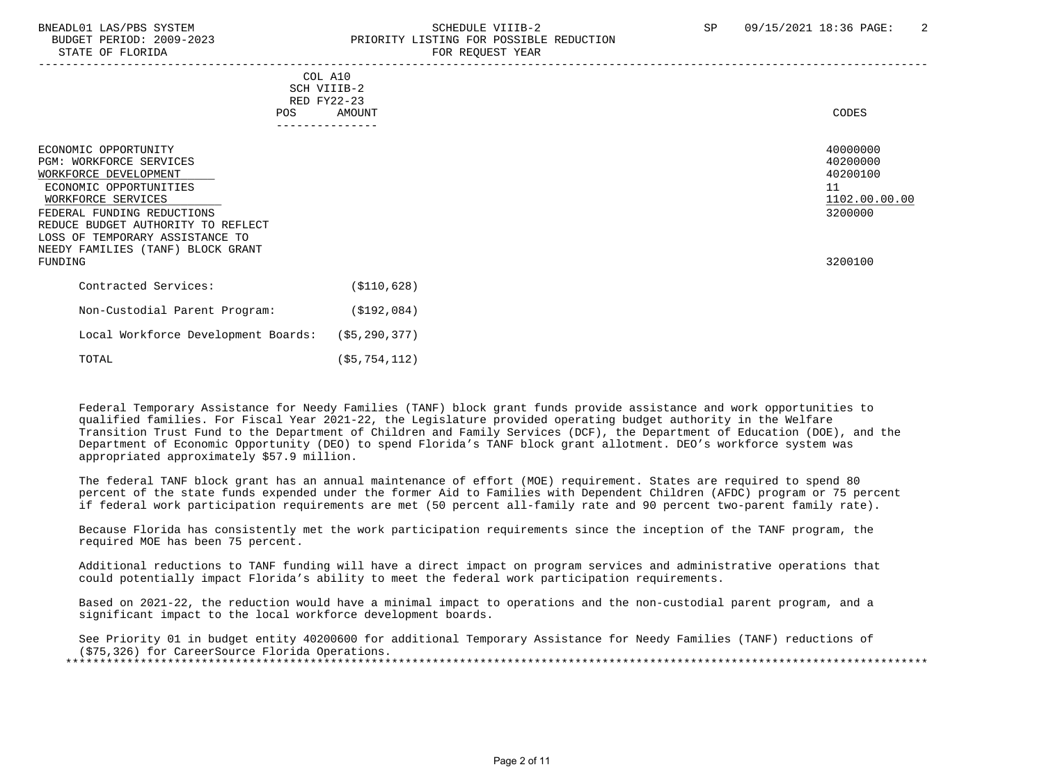BNEADL01 LAS/PBS SYSTEM — SCHEDULE VIIIB-2 — SP 09/15/2021 18:36

BUDGET PERIOD: 2009-2023 — PRIORITY LISTING FOR POSSIBLE REDUCTION

STATE OF FLORIDA — FOR REQUEST YEAR

| | COL A10 SCH VIIIB-2 RED FY22-23 POS AMOUNT | CODES |
|---|---|---|
| ECONOMIC OPPORTUNITY | | 40000000 |
| PGM: WORKFORCE SERVICES | | 40200000 |
| WORKFORCE DEVELOPMENT | | 40200100 |
| ECONOMIC OPPORTUNITIES | | 11 |
| WORKFORCE SERVICES | | 1102.00.00.00 |
| FEDERAL FUNDING REDUCTIONS | | 3200000 |
| REDUCE BUDGET AUTHORITY TO REFLECT LOSS OF TEMPORARY ASSISTANCE TO NEEDY FAMILIES (TANF) BLOCK GRANT FUNDING | | 3200100 |

| | |
|---|---|
| Contracted Services: | ($110,628) |
| Non-Custodial Parent Program: | ($192,084) |
| Local Workforce Development Boards: | ($5,290,377) |
| TOTAL | ($5,754,112) |

Federal Temporary Assistance for Needy Families (TANF) block grant funds provide assistance and work opportunities to qualified families. For Fiscal Year 2021-22, the Legislature provided operating budget authority in the Welfare Transition Trust Fund to the Department of Children and Family Services (DCF), the Department of Education (DOE), and the Department of Economic Opportunity (DEO) to spend Florida's TANF block grant allotment. DEO's workforce system was appropriated approximately $57.9 million.

The federal TANF block grant has an annual maintenance of effort (MOE) requirement. States are required to spend 80 percent of the state funds expended under the former Aid to Families with Dependent Children (AFDC) program or 75 percent if federal work participation requirements are met (50 percent all-family rate and 90 percent two-parent family rate).

Because Florida has consistently met the work participation requirements since the inception of the TANF program, the required MOE has been 75 percent.

Additional reductions to TANF funding will have a direct impact on program services and administrative operations that could potentially impact Florida's ability to meet the federal work participation requirements.

Based on 2021-22, the reduction would have a minimal impact to operations and the non-custodial parent program, and a significant impact to the local workforce development boards.

See Priority 01 in budget entity 40200600 for additional Temporary Assistance for Needy Families (TANF) reductions of ($75,326) for CareerSource Florida Operations.

*****************************************************************************************************************************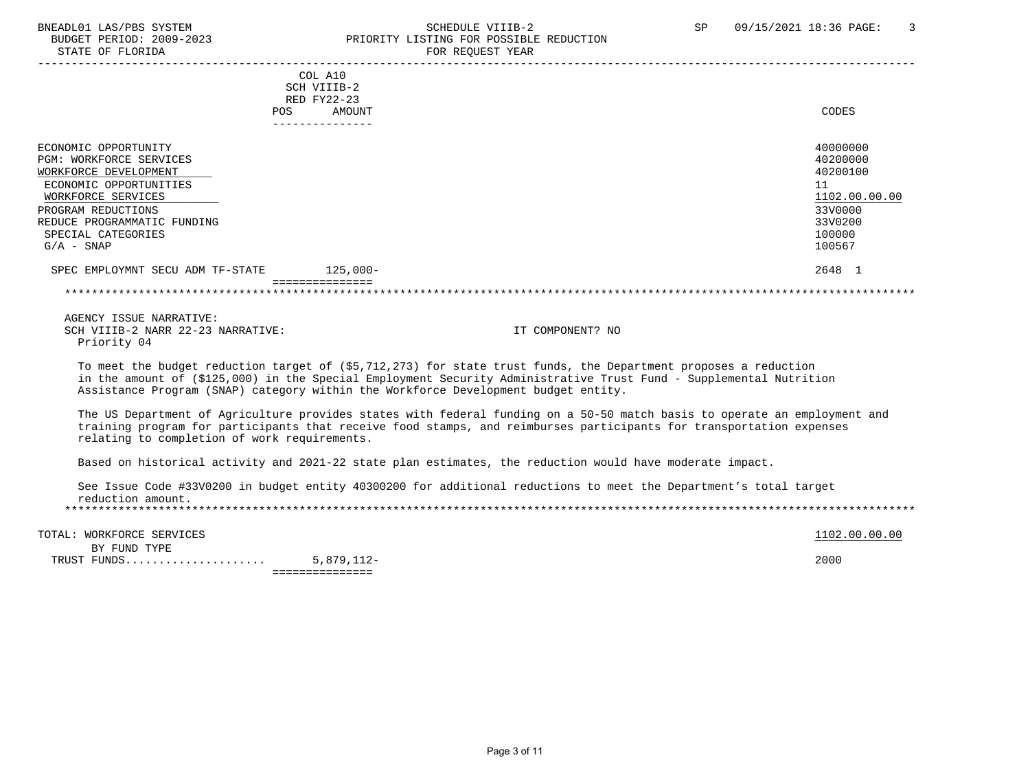| | COL A10 SCH VIIIB-2 RED FY22-23 POS AMOUNT | CODES |
|---|---|---|
| ECONOMIC OPPORTUNITY | | 40000000 |
| PGM: WORKFORCE SERVICES | | 40200000 |
| WORKFORCE DEVELOPMENT | | 40200100 |
| ECONOMIC OPPORTUNITIES | | 11 |
| WORKFORCE SERVICES | | 1102.00.00.00 |
| PROGRAM REDUCTIONS | | 33V0000 |
| REDUCE PROGRAMMATIC FUNDING | | 33V0200 |
| SPECIAL CATEGORIES | | 100000 |
| G/A - SNAP | | 100567 |
| SPEC EMPLOYMNT SECU ADM TF-STATE | 125,000- | 2648 1 |

AGENCY ISSUE NARRATIVE:
SCH VIIIB-2 NARR 22-23 NARRATIVE: IT COMPONENT? NO
Priority 04

To meet the budget reduction target of ($5,712,273) for state trust funds, the Department proposes a reduction in the amount of ($125,000) in the Special Employment Security Administrative Trust Fund - Supplemental Nutrition Assistance Program (SNAP) category within the Workforce Development budget entity.

The US Department of Agriculture provides states with federal funding on a 50-50 match basis to operate an employment and training program for participants that receive food stamps, and reimburses participants for transportation expenses relating to completion of work requirements.

Based on historical activity and 2021-22 state plan estimates, the reduction would have moderate impact.

See Issue Code #33V0200 in budget entity 40300200 for additional reductions to meet the Department's total target reduction amount.

| TOTAL: WORKFORCE SERVICES | | 1102.00.00.00 |
|---|---|---|
| BY FUND TYPE | | |
| TRUST FUNDS..................... | 5,879,112- | 2000 |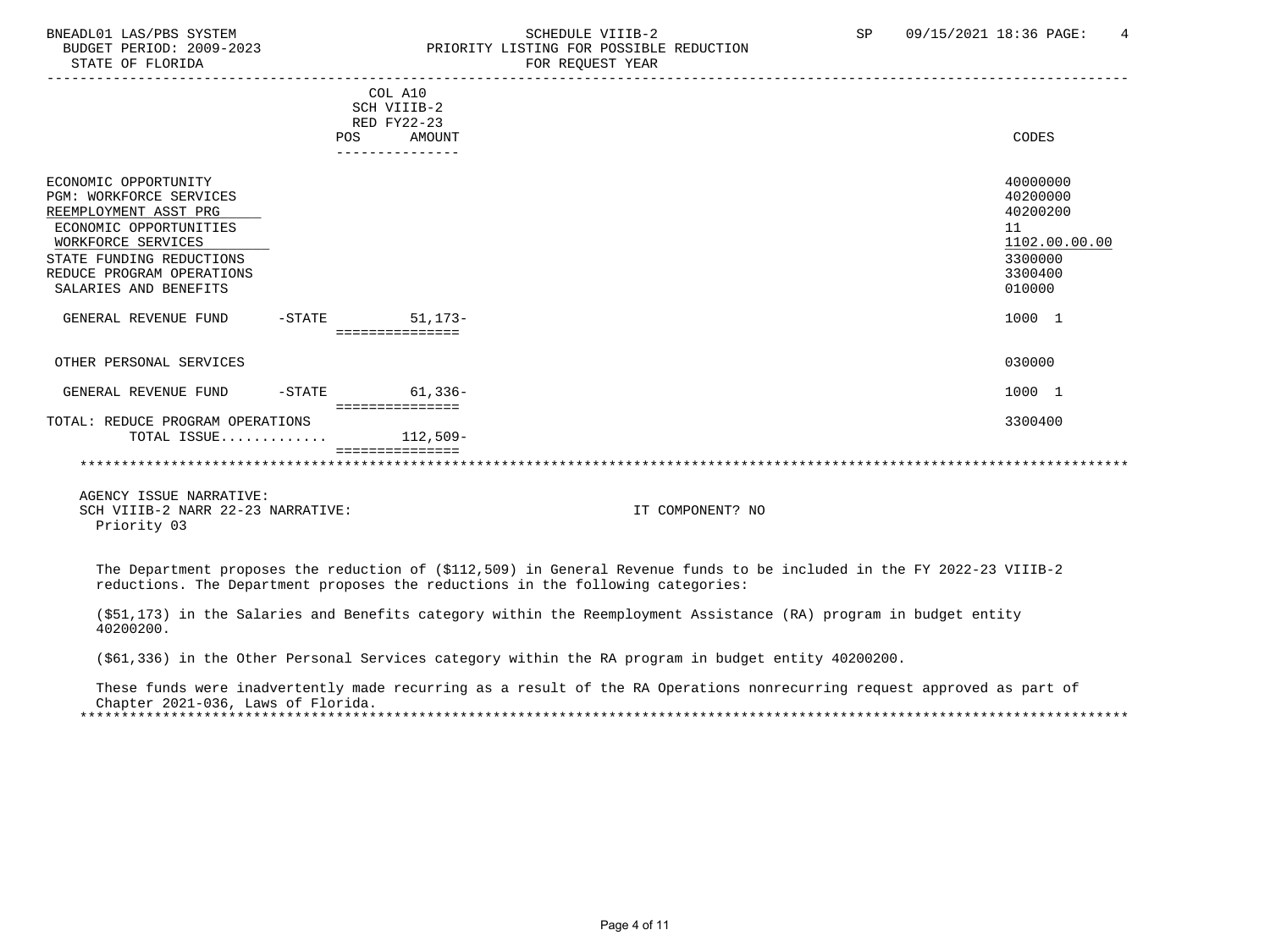BNEADL01 LAS/PBS SYSTEM
BUDGET PERIOD: 2009-2023
STATE OF FLORIDA

SCHEDULE VIIIB-2
PRIORITY LISTING FOR POSSIBLE REDUCTION
FOR REQUEST YEAR

SP 09/15/2021 18:36

| | | COL A10 SCH VIIIB-2 RED FY22-23 POS | AMOUNT | CODES |
|---|---|---|---|---|
| ECONOMIC OPPORTUNITY | | | | 40000000 |
| PGM: WORKFORCE SERVICES | | | | 40200000 |
| REEMPLOYMENT ASST PRG | | | | 40200200 |
| ECONOMIC OPPORTUNITIES | | | | 11 |
| WORKFORCE SERVICES | | | | 1102.00.00.00 |
| STATE FUNDING REDUCTIONS | | | | 3300000 |
| REDUCE PROGRAM OPERATIONS | | | | 3300400 |
| SALARIES AND BENEFITS | | | | 010000 |
| GENERAL REVENUE FUND | -STATE | | 51,173- | 1000 1 |
| OTHER PERSONAL SERVICES | | | | 030000 |
| GENERAL REVENUE FUND | -STATE | | 61,336- | 1000 1 |
| TOTAL: REDUCE PROGRAM OPERATIONS | | | | 3300400 |
| TOTAL ISSUE............ | | | 112,509- | |

AGENCY ISSUE NARRATIVE:
SCH VIIIB-2 NARR 22-23 NARRATIVE: IT COMPONENT? NO
Priority 03

The Department proposes the reduction of ($112,509) in General Revenue funds to be included in the FY 2022-23 VIIIB-2 reductions. The Department proposes the reductions in the following categories:

($51,173) in the Salaries and Benefits category within the Reemployment Assistance (RA) program in budget entity 40200200.

($61,336) in the Other Personal Services category within the RA program in budget entity 40200200.

These funds were inadvertently made recurring as a result of the RA Operations nonrecurring request approved as part of Chapter 2021-036, Laws of Florida.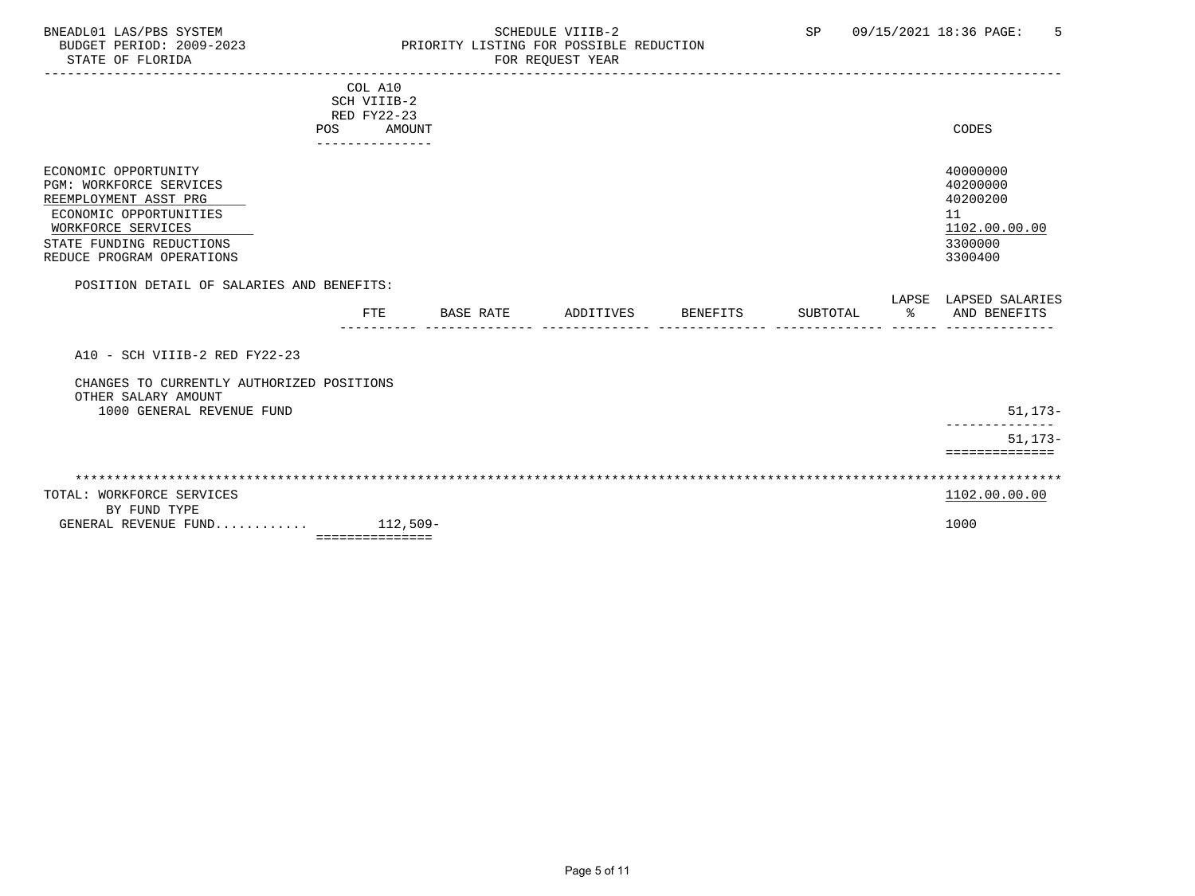SCHEDULE VIIIB-2
PRIORITY LISTING FOR POSSIBLE REDUCTION
FOR REQUEST YEAR

BNEADL01 LAS/PBS SYSTEM — BUDGET PERIOD: 2009-2023 — STATE OF FLORIDA — SP 09/15/2021 18:36

| | COL A10 SCH VIIIB-2 RED FY22-23 POS AMOUNT | CODES |
|---|---|---|
| ECONOMIC OPPORTUNITY | | 40000000 |
| PGM: WORKFORCE SERVICES | | 40200000 |
| REEMPLOYMENT ASST PRG | | 40200200 |
| ECONOMIC OPPORTUNITIES | | 11 |
| WORKFORCE SERVICES | | 1102.00.00.00 |
| STATE FUNDING REDUCTIONS | | 3300000 |
| REDUCE PROGRAM OPERATIONS | | 3300400 |

POSITION DETAIL OF SALARIES AND BENEFITS:

| | FTE | BASE RATE | ADDITIVES | BENEFITS | SUBTOTAL | LAPSE % | LAPSED SALARIES AND BENEFITS |
|---|---|---|---|---|---|---|---|
| A10 - SCH VIIIB-2 RED FY22-23 | | | | | | | |
| CHANGES TO CURRENTLY AUTHORIZED POSITIONS | | | | | | | |
| OTHER SALARY AMOUNT | | | | | | | |
| 1000 GENERAL REVENUE FUND | | | | | | | 51,173- |
| | | | | | | | 51,173- |

| | AMOUNT | CODES |
|---|---|---|
| TOTAL: WORKFORCE SERVICES | | 1102.00.00.00 |
| BY FUND TYPE | | |
| GENERAL REVENUE FUND........... | 112,509- | 1000 |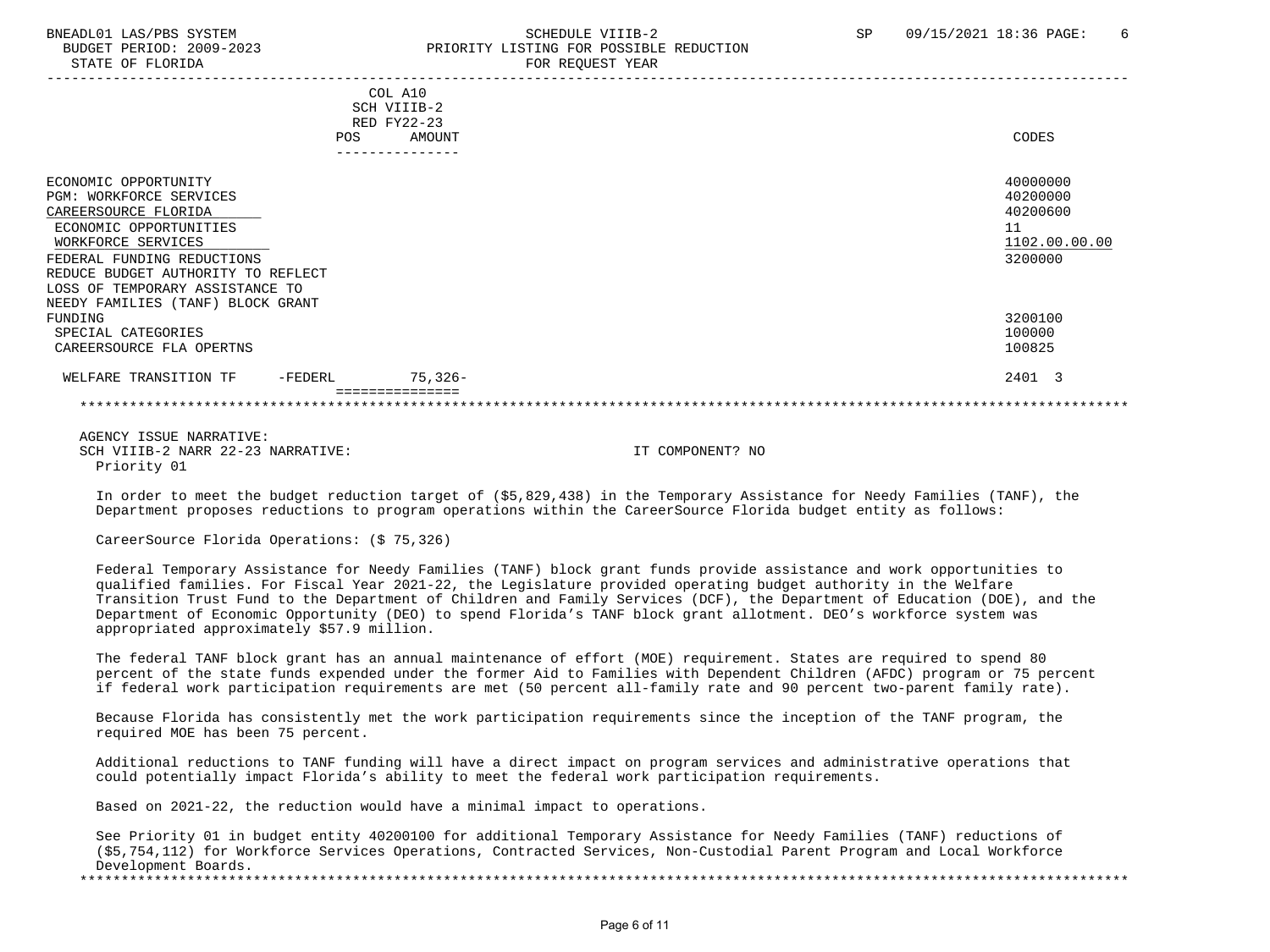BNEADL01 LAS/PBS SYSTEM — SCHEDULE VIIIB-2 — SP 09/15/2021 18:36

BUDGET PERIOD: 2009-2023 — PRIORITY LISTING FOR POSSIBLE REDUCTION

STATE OF FLORIDA — FOR REQUEST YEAR

| | POS | COL A10 SCH VIIIB-2 RED FY22-23 AMOUNT | CODES |
|---|---|---|---|
| ECONOMIC OPPORTUNITY | | | 40000000 |
| PGM: WORKFORCE SERVICES | | | 40200000 |
| CAREERSOURCE FLORIDA | | | 40200600 |
| ECONOMIC OPPORTUNITIES | | | 11 |
| WORKFORCE SERVICES | | | 1102.00.00.00 |
| FEDERAL FUNDING REDUCTIONS | | | 3200000 |
| REDUCE BUDGET AUTHORITY TO REFLECT LOSS OF TEMPORARY ASSISTANCE TO NEEDY FAMILIES (TANF) BLOCK GRANT FUNDING | | | 3200100 |
| SPECIAL CATEGORIES | | | 100000 |
| CAREERSOURCE FLA OPERTNS | | | 100825 |
| WELFARE TRANSITION TF -FEDERL | | 75,326- | 2401 3 |

AGENCY ISSUE NARRATIVE:

SCH VIIIB-2 NARR 22-23 NARRATIVE: IT COMPONENT? NO

Priority 01

In order to meet the budget reduction target of ($5,829,438) in the Temporary Assistance for Needy Families (TANF), the Department proposes reductions to program operations within the CareerSource Florida budget entity as follows:

CareerSource Florida Operations: ($ 75,326)

Federal Temporary Assistance for Needy Families (TANF) block grant funds provide assistance and work opportunities to qualified families. For Fiscal Year 2021-22, the Legislature provided operating budget authority in the Welfare Transition Trust Fund to the Department of Children and Family Services (DCF), the Department of Education (DOE), and the Department of Economic Opportunity (DEO) to spend Florida's TANF block grant allotment. DEO's workforce system was appropriated approximately $57.9 million.

The federal TANF block grant has an annual maintenance of effort (MOE) requirement. States are required to spend 80 percent of the state funds expended under the former Aid to Families with Dependent Children (AFDC) program or 75 percent if federal work participation requirements are met (50 percent all-family rate and 90 percent two-parent family rate).

Because Florida has consistently met the work participation requirements since the inception of the TANF program, the required MOE has been 75 percent.

Additional reductions to TANF funding will have a direct impact on program services and administrative operations that could potentially impact Florida's ability to meet the federal work participation requirements.

Based on 2021-22, the reduction would have a minimal impact to operations.

See Priority 01 in budget entity 40200100 for additional Temporary Assistance for Needy Families (TANF) reductions of ($5,754,112) for Workforce Services Operations, Contracted Services, Non-Custodial Parent Program and Local Workforce Development Boards.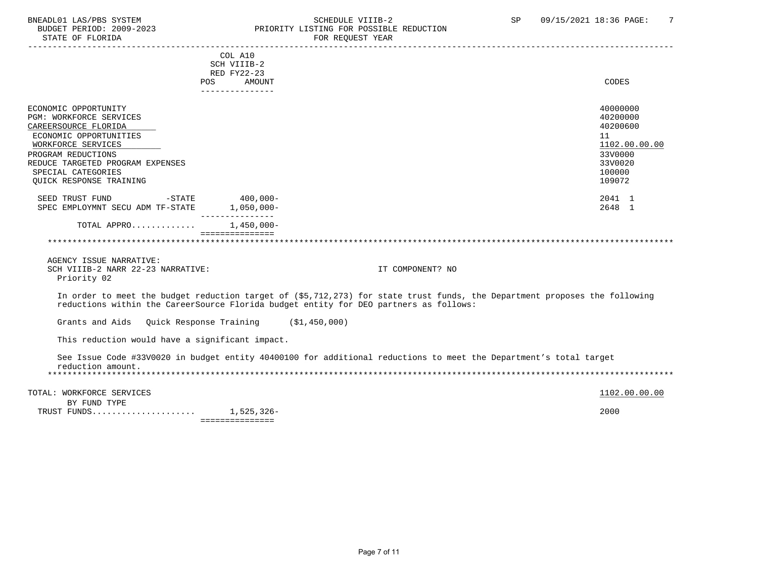BNEADL01 LAS/PBS SYSTEM
BUDGET PERIOD: 2009-2023
STATE OF FLORIDA

SCHEDULE VIIIB-2
PRIORITY LISTING FOR POSSIBLE REDUCTION
FOR REQUEST YEAR

SP 09/15/2021 18:36

| | COL A10 SCH VIIIB-2 RED FY22-23 POS AMOUNT | CODES |
|---|---|---|
| ECONOMIC OPPORTUNITY | | 40000000 |
| PGM: WORKFORCE SERVICES | | 40200000 |
| CAREERSOURCE FLORIDA | | 40200600 |
| ECONOMIC OPPORTUNITIES | | 11 |
| WORKFORCE SERVICES | | 1102.00.00.00 |
| PROGRAM REDUCTIONS | | 33V0000 |
| REDUCE TARGETED PROGRAM EXPENSES | | 33V0020 |
| SPECIAL CATEGORIES | | 100000 |
| QUICK RESPONSE TRAINING | | 109072 |
| SEED TRUST FUND -STATE | 400,000- | 2041 1 |
| SPEC EMPLOYMNT SECU ADM TF-STATE | 1,050,000- | 2648 1 |
| TOTAL APPRO............ | 1,450,000- | |

AGENCY ISSUE NARRATIVE:
SCH VIIIB-2 NARR 22-23 NARRATIVE: IT COMPONENT? NO
Priority 02

In order to meet the budget reduction target of ($5,712,273) for state trust funds, the Department proposes the following reductions within the CareerSource Florida budget entity for DEO partners as follows:

Grants and Aids Quick Response Training ($1,450,000)

This reduction would have a significant impact.

See Issue Code #33V0020 in budget entity 40400100 for additional reductions to meet the Department's total target reduction amount.

| | | |
|---|---|---|
| TOTAL: WORKFORCE SERVICES | | 1102.00.00.00 |
| BY FUND TYPE | | |
| TRUST FUNDS.................... | 1,525,326- | 2000 |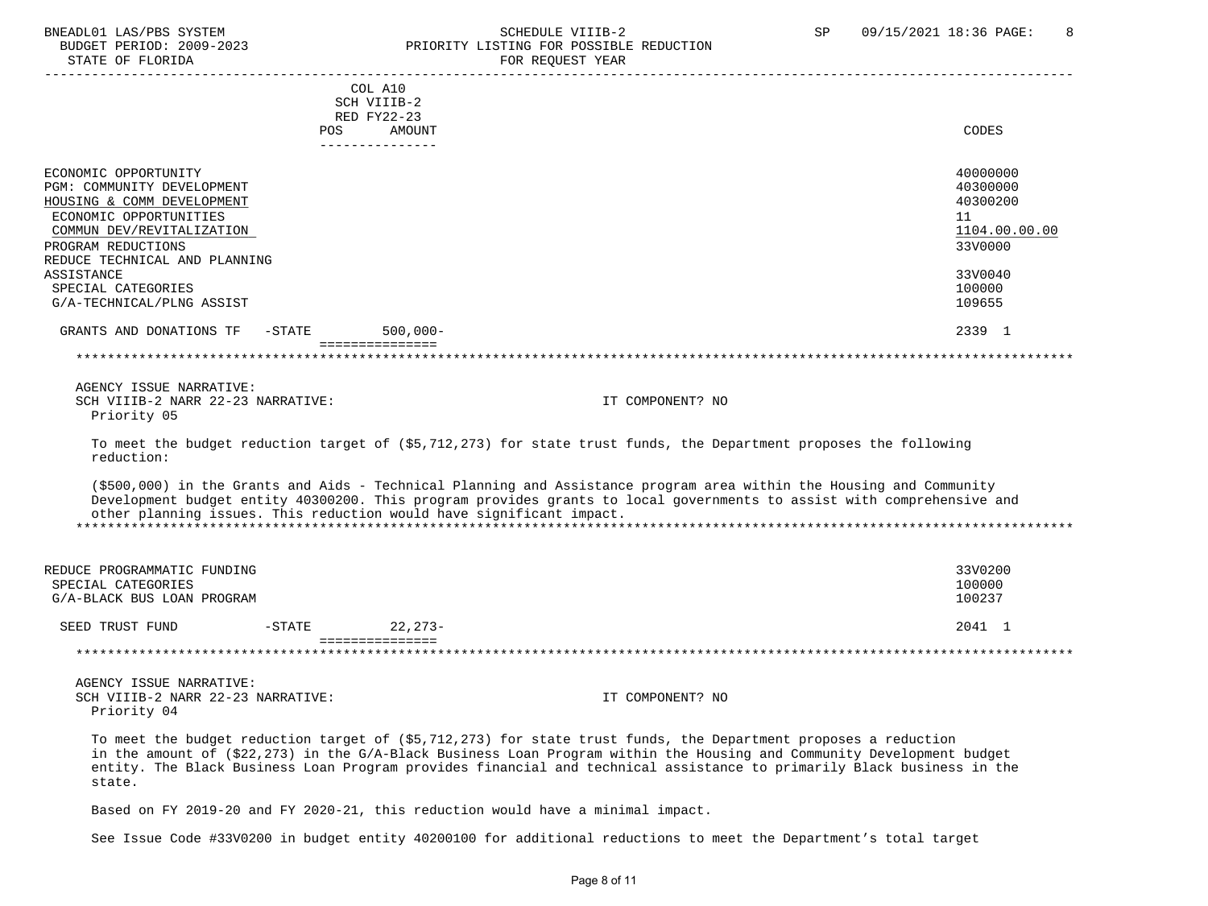| | COL A10 SCH VIIIB-2 RED FY22-23 POS AMOUNT | CODES |
|---|---|---|
| ECONOMIC OPPORTUNITY | | 40000000 |
| PGM: COMMUNITY DEVELOPMENT | | 40300000 |
| HOUSING & COMM DEVELOPMENT | | 40300200 |
| ECONOMIC OPPORTUNITIES | | 11 |
| COMMUN DEV/REVITALIZATION | | 1104.00.00.00 |
| PROGRAM REDUCTIONS | | 33V0000 |
| REDUCE TECHNICAL AND PLANNING ASSISTANCE | | 33V0040 |
| SPECIAL CATEGORIES | | 100000 |
| G/A-TECHNICAL/PLNG ASSIST | | 109655 |
| GRANTS AND DONATIONS TF -STATE | 500,000- | 2339 1 |

AGENCY ISSUE NARRATIVE:
SCH VIIIB-2 NARR 22-23 NARRATIVE: IT COMPONENT? NO
Priority 05

To meet the budget reduction target of ($5,712,273) for state trust funds, the Department proposes the following reduction:

($500,000) in the Grants and Aids - Technical Planning and Assistance program area within the Housing and Community Development budget entity 40300200. This program provides grants to local governments to assist with comprehensive and other planning issues. This reduction would have significant impact.

| | POS AMOUNT | CODES |
|---|---|---|
| REDUCE PROGRAMMATIC FUNDING | | 33V0200 |
| SPECIAL CATEGORIES | | 100000 |
| G/A-BLACK BUS LOAN PROGRAM | | 100237 |
| SEED TRUST FUND -STATE | 22,273- | 2041 1 |

AGENCY ISSUE NARRATIVE:
SCH VIIIB-2 NARR 22-23 NARRATIVE: IT COMPONENT? NO
Priority 04

To meet the budget reduction target of ($5,712,273) for state trust funds, the Department proposes a reduction in the amount of ($22,273) in the G/A-Black Business Loan Program within the Housing and Community Development budget entity. The Black Business Loan Program provides financial and technical assistance to primarily Black business in the state.

Based on FY 2019-20 and FY 2020-21, this reduction would have a minimal impact.

See Issue Code #33V0200 in budget entity 40200100 for additional reductions to meet the Department’s total target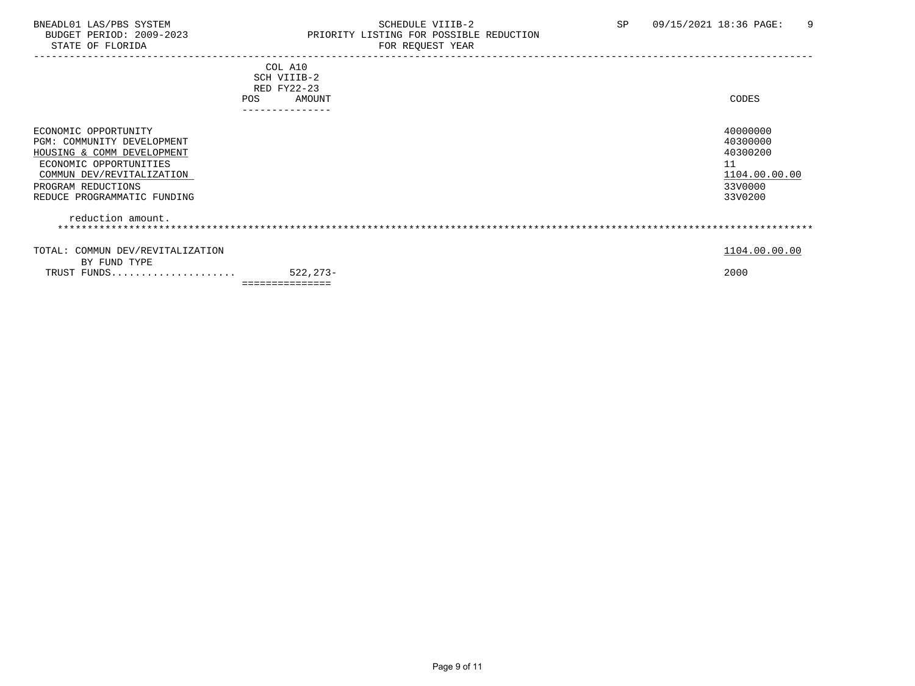BNEADL01 LAS/PBS SYSTEM
BUDGET PERIOD: 2009-2023
STATE OF FLORIDA

SCHEDULE VIIIB-2
PRIORITY LISTING FOR POSSIBLE REDUCTION
FOR REQUEST YEAR

SP 09/15/2021 18:36

| | COL A10 SCH VIIIB-2 RED FY22-23 POS AMOUNT | CODES |
|---|---|---|
| ECONOMIC OPPORTUNITY | | 40000000 |
| PGM: COMMUNITY DEVELOPMENT | | 40300000 |
| HOUSING & COMM DEVELOPMENT | | 40300200 |
| ECONOMIC OPPORTUNITIES | | 11 |
| COMMUN DEV/REVITALIZATION | | 1104.00.00.00 |
| PROGRAM REDUCTIONS | | 33V0000 |
| REDUCE PROGRAMMATIC FUNDING | | 33V0200 |

reduction amount.

*************************************************************************************************************************

| | | |
|---|---|---|
| TOTAL: COMMUN DEV/REVITALIZATION | | 1104.00.00.00 |
| BY FUND TYPE | | |
| TRUST FUNDS.................... | 522,273- | 2000 |
| | =============== | |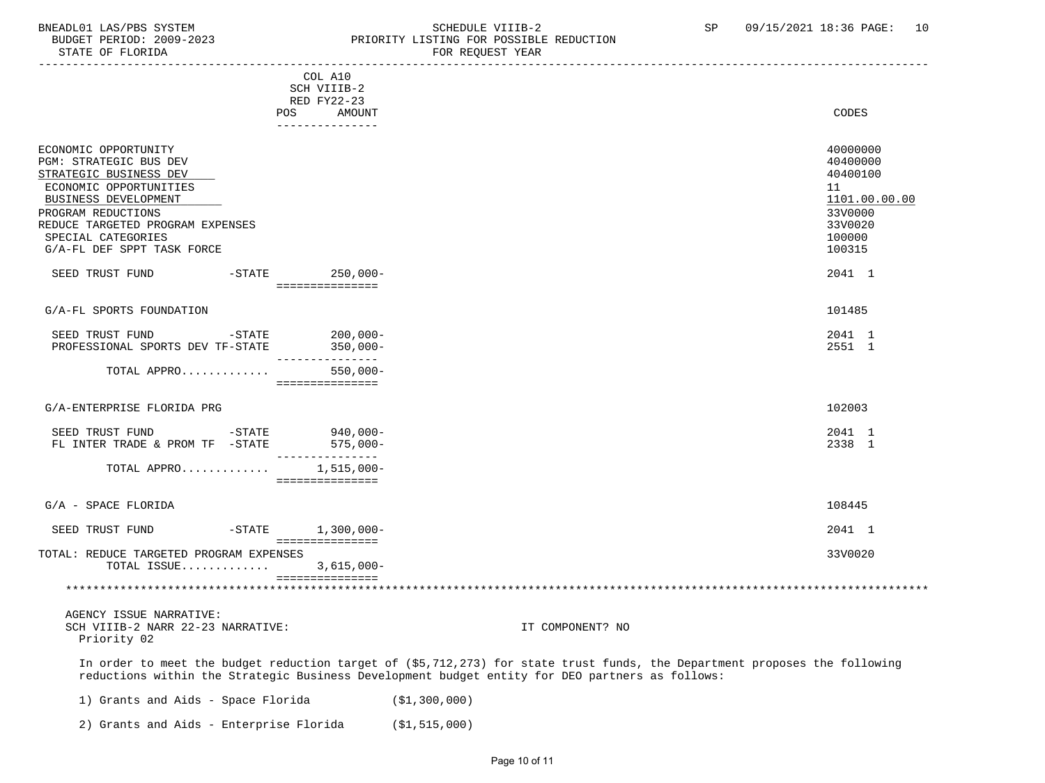| | COL A10 SCH VIIIB-2 RED FY22-23 POS AMOUNT | CODES |
|---|---|---|
| ECONOMIC OPPORTUNITY | | 40000000 |
| PGM: STRATEGIC BUS DEV | | 40400000 |
| STRATEGIC BUSINESS DEV | | 40400100 |
| ECONOMIC OPPORTUNITIES | | 11 |
| BUSINESS DEVELOPMENT | | 1101.00.00.00 |
| PROGRAM REDUCTIONS | | 33V0000 |
| REDUCE TARGETED PROGRAM EXPENSES | | 33V0020 |
| SPECIAL CATEGORIES | | 100000 |
| G/A-FL DEF SPPT TASK FORCE | | 100315 |
| SEED TRUST FUND -STATE | 250,000- | 2041 1 |
| G/A-FL SPORTS FOUNDATION | | 101485 |
| SEED TRUST FUND -STATE | 200,000- | 2041 1 |
| PROFESSIONAL SPORTS DEV TF-STATE | 350,000- | 2551 1 |
| TOTAL APPRO............ | 550,000- | |
| G/A-ENTERPRISE FLORIDA PRG | | 102003 |
| SEED TRUST FUND -STATE | 940,000- | 2041 1 |
| FL INTER TRADE & PROM TF -STATE | 575,000- | 2338 1 |
| TOTAL APPRO............ | 1,515,000- | |
| G/A - SPACE FLORIDA | | 108445 |
| SEED TRUST FUND -STATE | 1,300,000- | 2041 1 |
| TOTAL: REDUCE TARGETED PROGRAM EXPENSES | | 33V0020 |
| TOTAL ISSUE............ | 3,615,000- | |

AGENCY ISSUE NARRATIVE:
SCH VIIIB-2 NARR 22-23 NARRATIVE: IT COMPONENT? NO
Priority 02

In order to meet the budget reduction target of ($5,712,273) for state trust funds, the Department proposes the following reductions within the Strategic Business Development budget entity for DEO partners as follows:

1) Grants and Aids - Space Florida ($1,300,000)

2) Grants and Aids - Enterprise Florida ($1,515,000)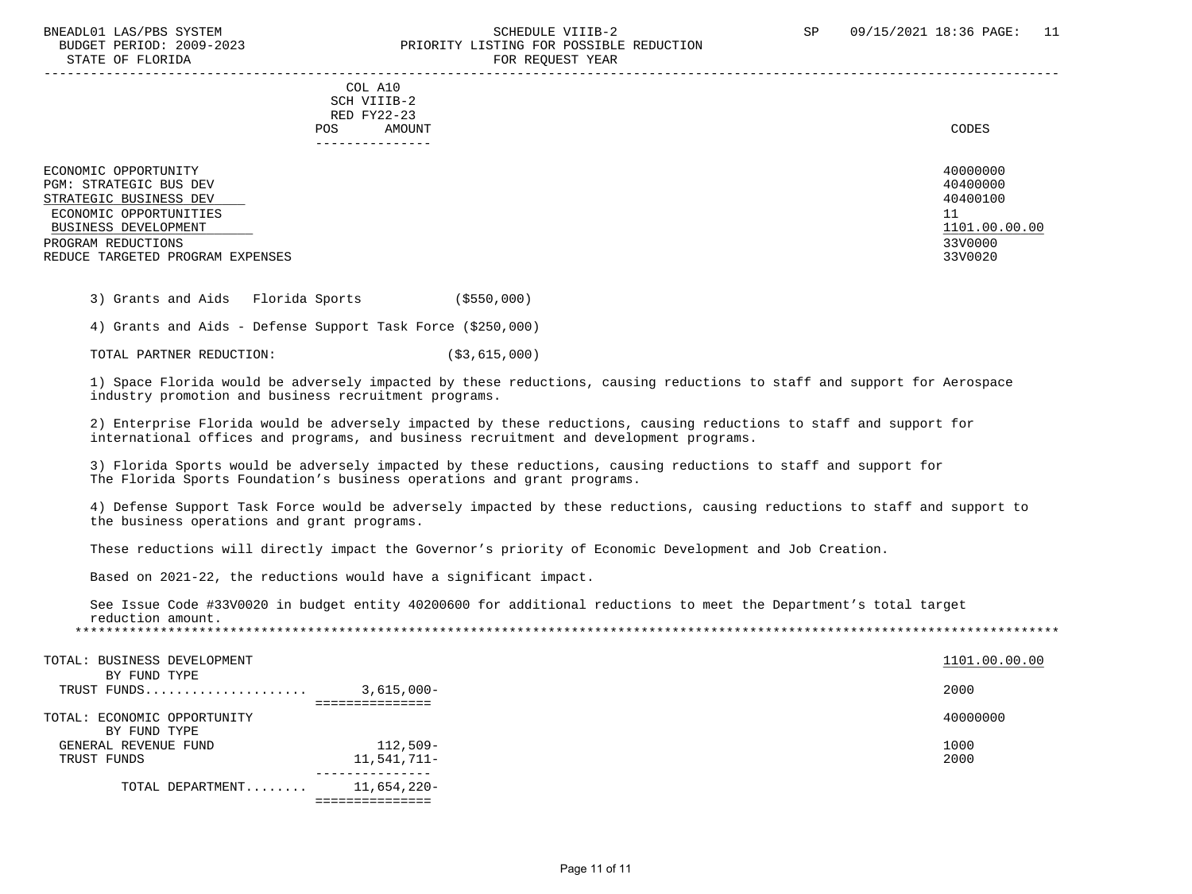COL A10
SCH VIIIB-2
RED FY22-23
POS AMOUNT

| | | CODES |
|---|---|---|
| ECONOMIC OPPORTUNITY | | 40000000 |
| PGM: STRATEGIC BUS DEV | | 40400000 |
| STRATEGIC BUSINESS DEV | | 40400100 |
| ECONOMIC OPPORTUNITIES | | 11 |
| BUSINESS DEVELOPMENT | | 1101.00.00.00 |
| PROGRAM REDUCTIONS | | 33V0000 |
| REDUCE TARGETED PROGRAM EXPENSES | | 33V0020 |

3) Grants and Aids Florida Sports ($550,000)

4) Grants and Aids - Defense Support Task Force ($250,000)

TOTAL PARTNER REDUCTION: ($3,615,000)

1) Space Florida would be adversely impacted by these reductions, causing reductions to staff and support for Aerospace industry promotion and business recruitment programs.

2) Enterprise Florida would be adversely impacted by these reductions, causing reductions to staff and support for international offices and programs, and business recruitment and development programs.

3) Florida Sports would be adversely impacted by these reductions, causing reductions to staff and support for The Florida Sports Foundation's business operations and grant programs.

4) Defense Support Task Force would be adversely impacted by these reductions, causing reductions to staff and support to the business operations and grant programs.

These reductions will directly impact the Governor's priority of Economic Development and Job Creation.

Based on 2021-22, the reductions would have a significant impact.

See Issue Code #33V0020 in budget entity 40200600 for additional reductions to meet the Department's total target reduction amount.

*****************************************************************************************************************************

| | AMOUNT | CODES |
|---|---|---|
| TOTAL: BUSINESS DEVELOPMENT | | 1101.00.00.00 |
| BY FUND TYPE | | |
| TRUST FUNDS.................... | 3,615,000- | 2000 |
| TOTAL: ECONOMIC OPPORTUNITY | | 40000000 |
| BY FUND TYPE | | |
| GENERAL REVENUE FUND | 112,509- | 1000 |
| TRUST FUNDS | 11,541,711- | 2000 |
| TOTAL DEPARTMENT........ | 11,654,220- | |